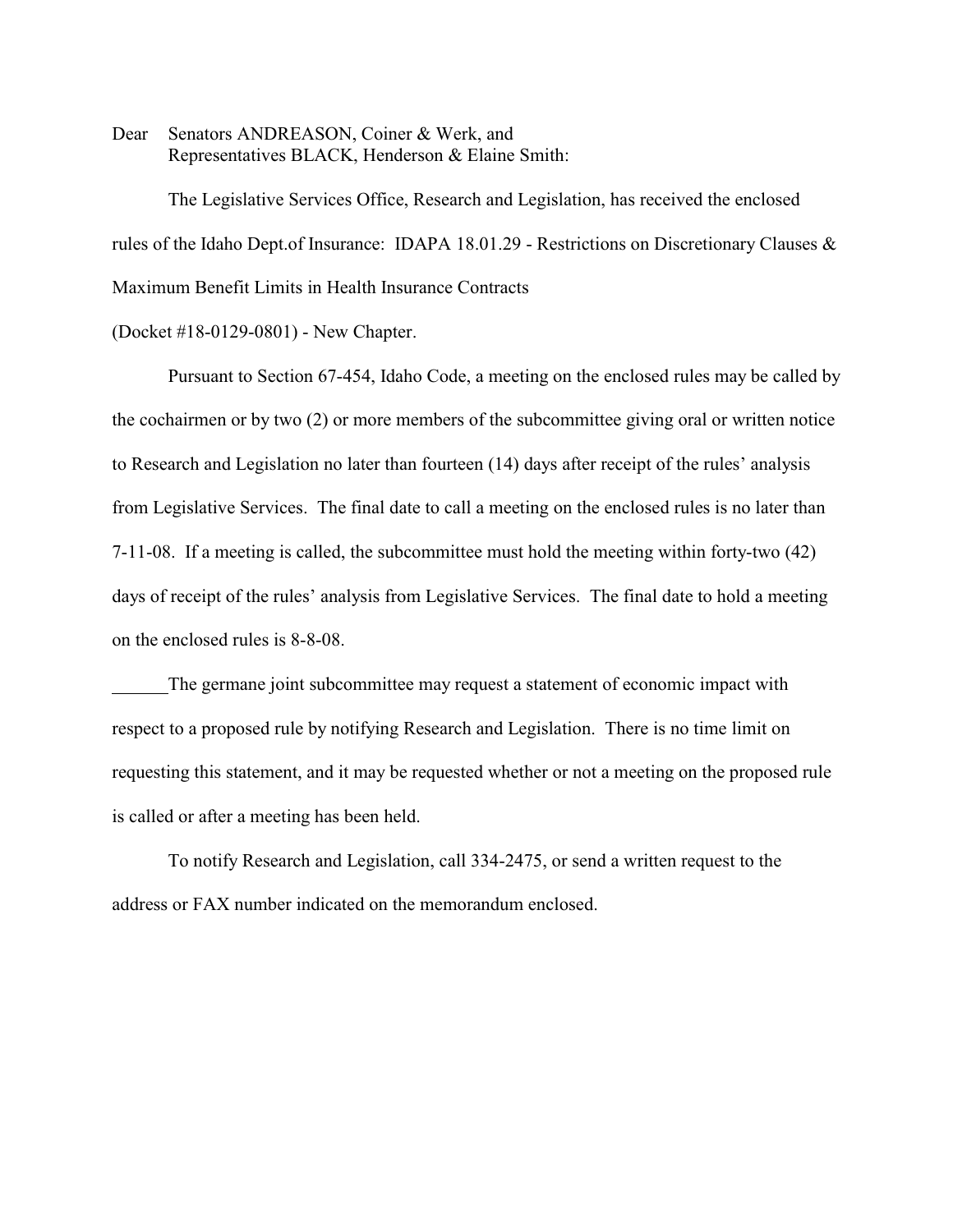Dear Senators ANDREASON, Coiner & Werk, and
Representatives BLACK, Henderson & Elaine Smith:

The Legislative Services Office, Research and Legislation, has received the enclosed rules of the Idaho Dept.of Insurance: IDAPA 18.01.29 - Restrictions on Discretionary Clauses & Maximum Benefit Limits in Health Insurance Contracts

(Docket #18-0129-0801) - New Chapter.

Pursuant to Section 67-454, Idaho Code, a meeting on the enclosed rules may be called by the cochairmen or by two (2) or more members of the subcommittee giving oral or written notice to Research and Legislation no later than fourteen (14) days after receipt of the rules' analysis from Legislative Services. The final date to call a meeting on the enclosed rules is no later than 7-11-08. If a meeting is called, the subcommittee must hold the meeting within forty-two (42) days of receipt of the rules' analysis from Legislative Services. The final date to hold a meeting on the enclosed rules is 8-8-08.

______The germane joint subcommittee may request a statement of economic impact with respect to a proposed rule by notifying Research and Legislation. There is no time limit on requesting this statement, and it may be requested whether or not a meeting on the proposed rule is called or after a meeting has been held.

To notify Research and Legislation, call 334-2475, or send a written request to the address or FAX number indicated on the memorandum enclosed.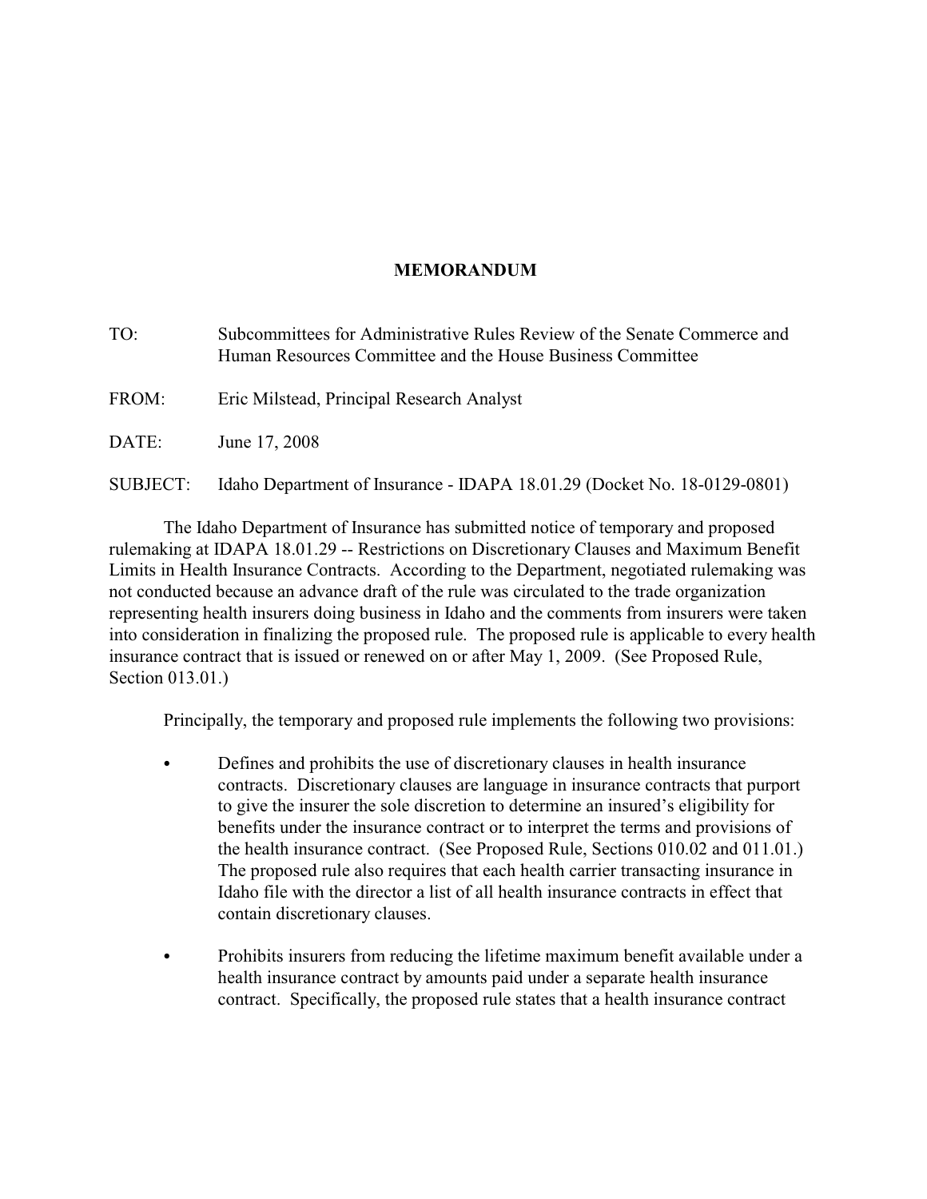# MEMORANDUM

TO: Subcommittees for Administrative Rules Review of the Senate Commerce and Human Resources Committee and the House Business Committee

FROM: Eric Milstead, Principal Research Analyst

DATE: June 17, 2008

SUBJECT: Idaho Department of Insurance - IDAPA 18.01.29 (Docket No. 18-0129-0801)

The Idaho Department of Insurance has submitted notice of temporary and proposed rulemaking at IDAPA 18.01.29 -- Restrictions on Discretionary Clauses and Maximum Benefit Limits in Health Insurance Contracts. According to the Department, negotiated rulemaking was not conducted because an advance draft of the rule was circulated to the trade organization representing health insurers doing business in Idaho and the comments from insurers were taken into consideration in finalizing the proposed rule. The proposed rule is applicable to every health insurance contract that is issued or renewed on or after May 1, 2009. (See Proposed Rule, Section 013.01.)

Principally, the temporary and proposed rule implements the following two provisions:

- Defines and prohibits the use of discretionary clauses in health insurance contracts. Discretionary clauses are language in insurance contracts that purport to give the insurer the sole discretion to determine an insured's eligibility for benefits under the insurance contract or to interpret the terms and provisions of the health insurance contract. (See Proposed Rule, Sections 010.02 and 011.01.) The proposed rule also requires that each health carrier transacting insurance in Idaho file with the director a list of all health insurance contracts in effect that contain discretionary clauses.

- Prohibits insurers from reducing the lifetime maximum benefit available under a health insurance contract by amounts paid under a separate health insurance contract. Specifically, the proposed rule states that a health insurance contract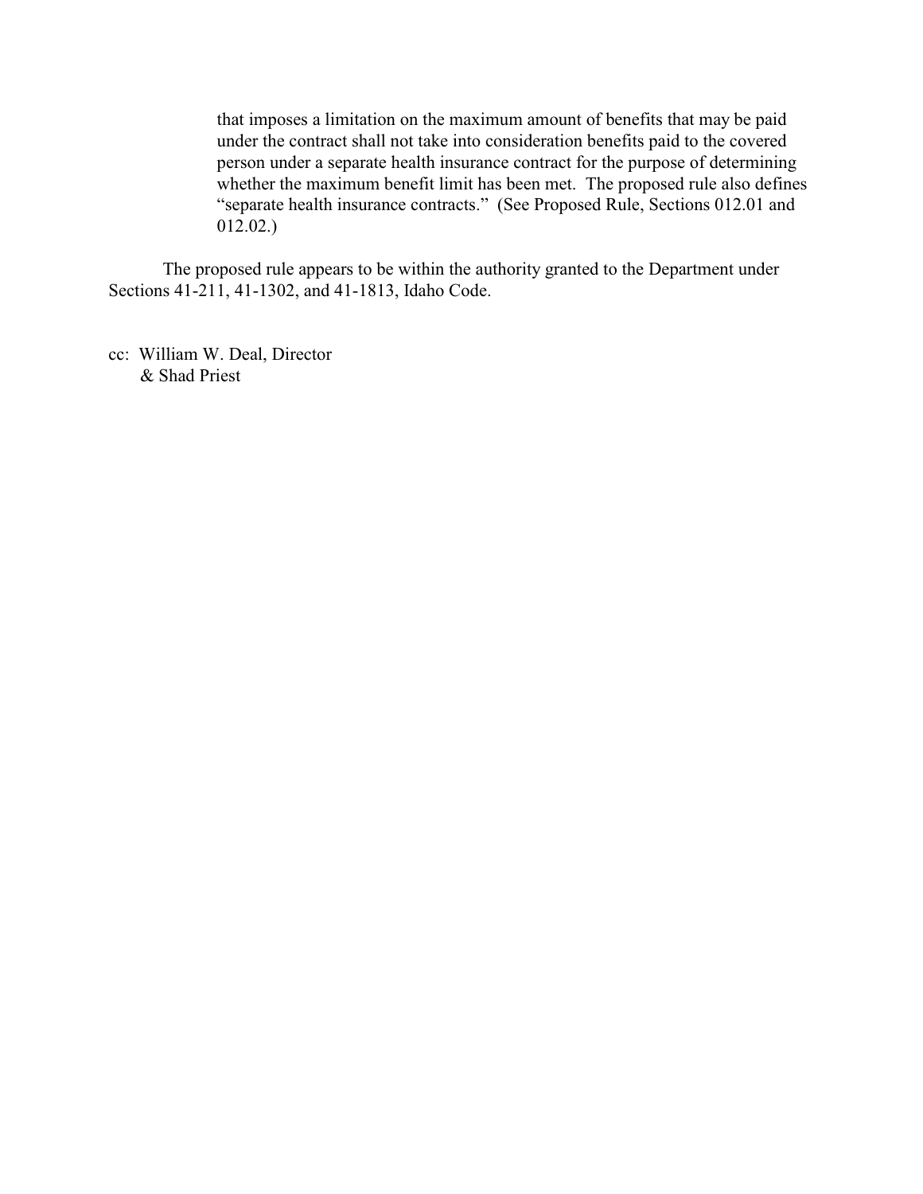that imposes a limitation on the maximum amount of benefits that may be paid under the contract shall not take into consideration benefits paid to the covered person under a separate health insurance contract for the purpose of determining whether the maximum benefit limit has been met. The proposed rule also defines "separate health insurance contracts." (See Proposed Rule, Sections 012.01 and 012.02.)

The proposed rule appears to be within the authority granted to the Department under Sections 41-211, 41-1302, and 41-1813, Idaho Code.

cc: William W. Deal, Director
& Shad Priest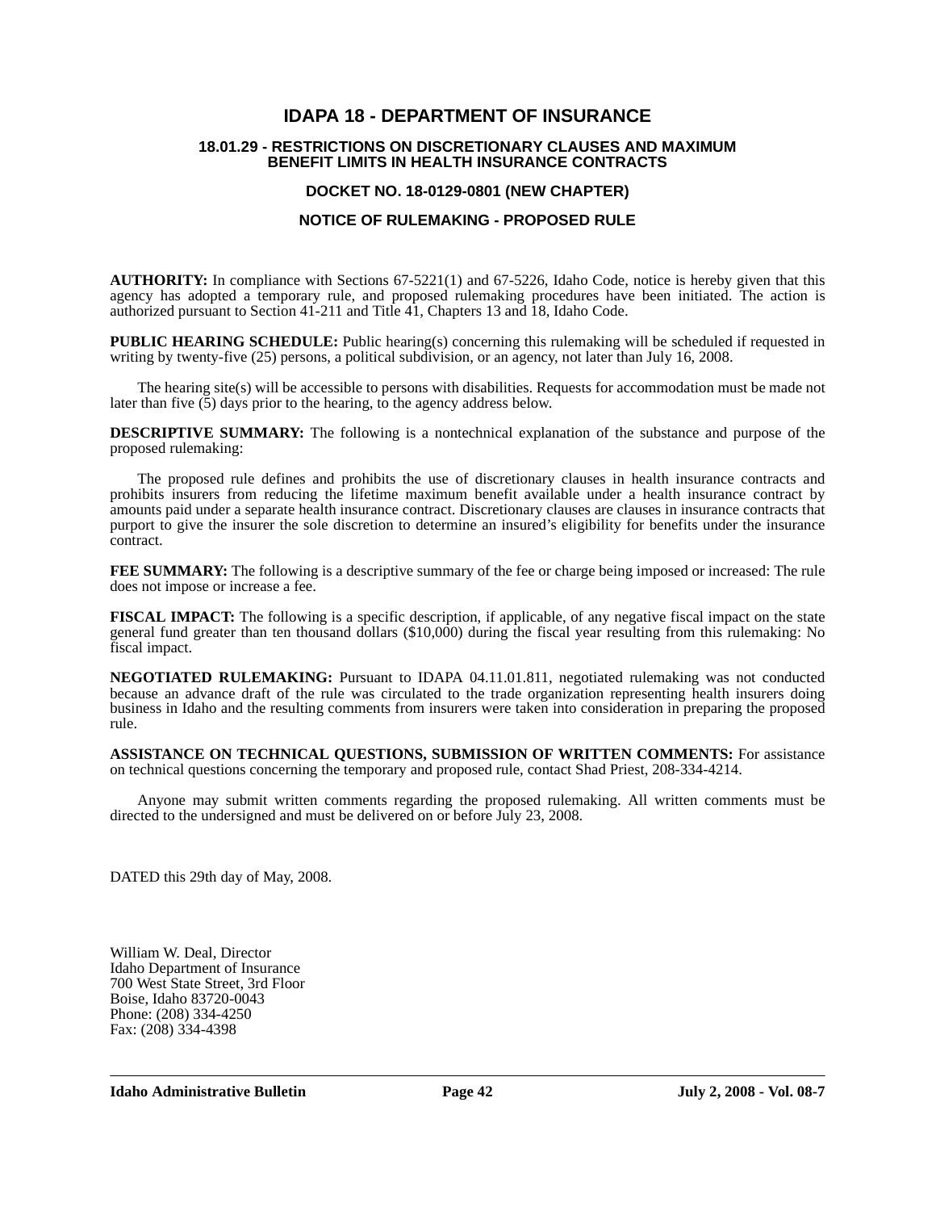# IDAPA 18 - DEPARTMENT OF INSURANCE

### 18.01.29 - RESTRICTIONS ON DISCRETIONARY CLAUSES AND MAXIMUM BENEFIT LIMITS IN HEALTH INSURANCE CONTRACTS

### DOCKET NO. 18-0129-0801 (NEW CHAPTER)

### NOTICE OF RULEMAKING - PROPOSED RULE

**AUTHORITY:** In compliance with Sections 67-5221(1) and 67-5226, Idaho Code, notice is hereby given that this agency has adopted a temporary rule, and proposed rulemaking procedures have been initiated. The action is authorized pursuant to Section 41-211 and Title 41, Chapters 13 and 18, Idaho Code.

**PUBLIC HEARING SCHEDULE:** Public hearing(s) concerning this rulemaking will be scheduled if requested in writing by twenty-five (25) persons, a political subdivision, or an agency, not later than July 16, 2008.

The hearing site(s) will be accessible to persons with disabilities. Requests for accommodation must be made not later than five (5) days prior to the hearing, to the agency address below.

**DESCRIPTIVE SUMMARY:** The following is a nontechnical explanation of the substance and purpose of the proposed rulemaking:

The proposed rule defines and prohibits the use of discretionary clauses in health insurance contracts and prohibits insurers from reducing the lifetime maximum benefit available under a health insurance contract by amounts paid under a separate health insurance contract. Discretionary clauses are clauses in insurance contracts that purport to give the insurer the sole discretion to determine an insured's eligibility for benefits under the insurance contract.

**FEE SUMMARY:** The following is a descriptive summary of the fee or charge being imposed or increased: The rule does not impose or increase a fee.

**FISCAL IMPACT:** The following is a specific description, if applicable, of any negative fiscal impact on the state general fund greater than ten thousand dollars ($10,000) during the fiscal year resulting from this rulemaking: No fiscal impact.

**NEGOTIATED RULEMAKING:** Pursuant to IDAPA 04.11.01.811, negotiated rulemaking was not conducted because an advance draft of the rule was circulated to the trade organization representing health insurers doing business in Idaho and the resulting comments from insurers were taken into consideration in preparing the proposed rule.

**ASSISTANCE ON TECHNICAL QUESTIONS, SUBMISSION OF WRITTEN COMMENTS:** For assistance on technical questions concerning the temporary and proposed rule, contact Shad Priest, 208-334-4214.

Anyone may submit written comments regarding the proposed rulemaking. All written comments must be directed to the undersigned and must be delivered on or before July 23, 2008.

DATED this 29th day of May, 2008.

William W. Deal, Director
Idaho Department of Insurance
700 West State Street, 3rd Floor
Boise, Idaho 83720-0043
Phone: (208) 334-4250
Fax: (208) 334-4398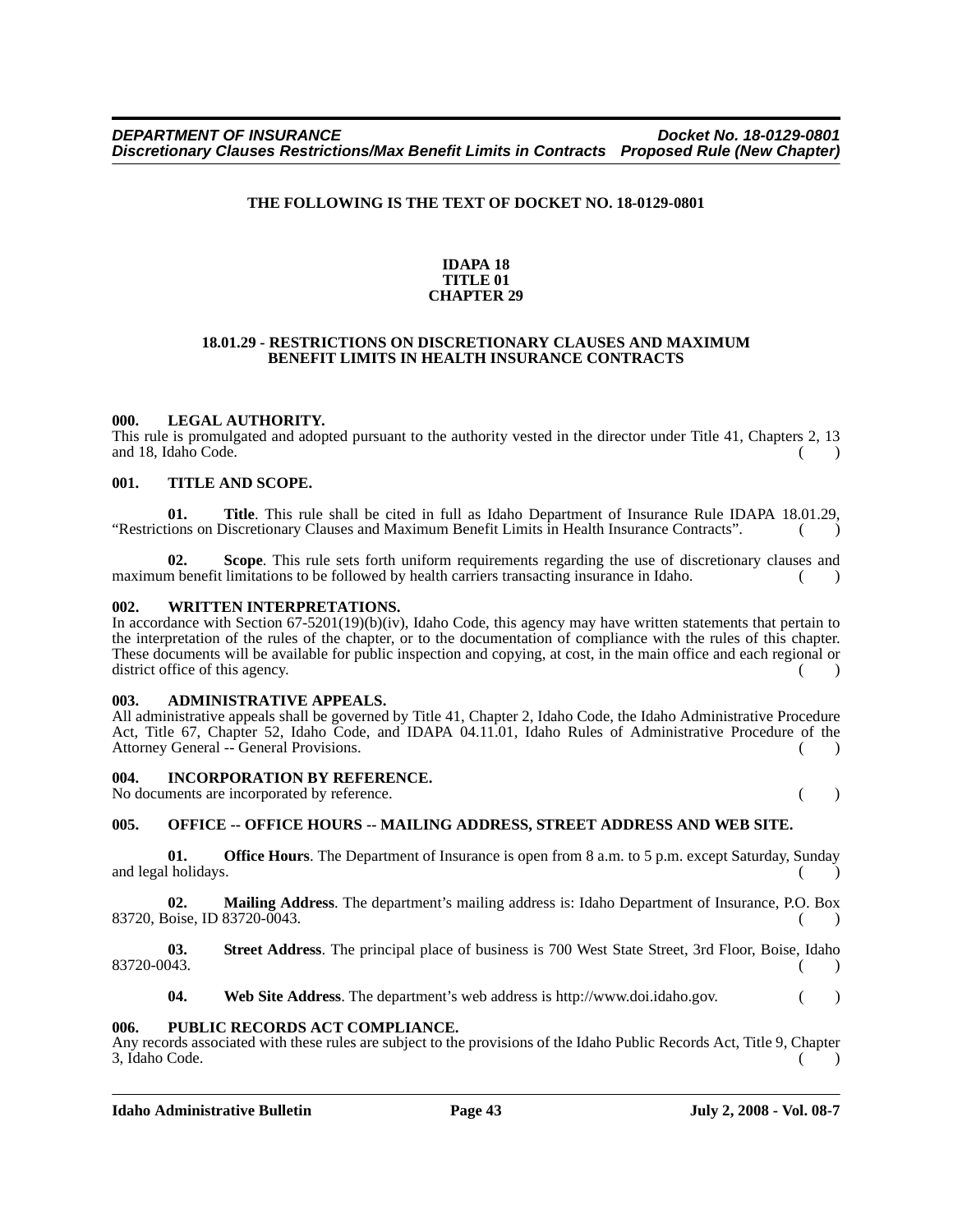**THE FOLLOWING IS THE TEXT OF DOCKET NO. 18-0129-0801**

# IDAPA 18
# TITLE 01
# CHAPTER 29

## 18.01.29 - RESTRICTIONS ON DISCRETIONARY CLAUSES AND MAXIMUM BENEFIT LIMITS IN HEALTH INSURANCE CONTRACTS

### 000. LEGAL AUTHORITY.

This rule is promulgated and adopted pursuant to the authority vested in the director under Title 41, Chapters 2, 13 and 18, Idaho Code. ( )

### 001. TITLE AND SCOPE.

**01. Title**. This rule shall be cited in full as Idaho Department of Insurance Rule IDAPA 18.01.29, "Restrictions on Discretionary Clauses and Maximum Benefit Limits in Health Insurance Contracts". ( )

**02. Scope**. This rule sets forth uniform requirements regarding the use of discretionary clauses and maximum benefit limitations to be followed by health carriers transacting insurance in Idaho. ( )

### 002. WRITTEN INTERPRETATIONS.

In accordance with Section 67-5201(19)(b)(iv), Idaho Code, this agency may have written statements that pertain to the interpretation of the rules of the chapter, or to the documentation of compliance with the rules of this chapter. These documents will be available for public inspection and copying, at cost, in the main office and each regional or district office of this agency. ( )

### 003. ADMINISTRATIVE APPEALS.

All administrative appeals shall be governed by Title 41, Chapter 2, Idaho Code, the Idaho Administrative Procedure Act, Title 67, Chapter 52, Idaho Code, and IDAPA 04.11.01, Idaho Rules of Administrative Procedure of the Attorney General -- General Provisions. ( )

### 004. INCORPORATION BY REFERENCE.

No documents are incorporated by reference. ( )

### 005. OFFICE -- OFFICE HOURS -- MAILING ADDRESS, STREET ADDRESS AND WEB SITE.

**01. Office Hours**. The Department of Insurance is open from 8 a.m. to 5 p.m. except Saturday, Sunday and legal holidays. ( )

**02. Mailing Address**. The department's mailing address is: Idaho Department of Insurance, P.O. Box 83720, Boise, ID 83720-0043. ( )

**03. Street Address**. The principal place of business is 700 West State Street, 3rd Floor, Boise, Idaho 83720-0043. ( )

**04. Web Site Address**. The department's web address is http://www.doi.idaho.gov. ( )

### 006. PUBLIC RECORDS ACT COMPLIANCE.

Any records associated with these rules are subject to the provisions of the Idaho Public Records Act, Title 9, Chapter 3, Idaho Code. ( )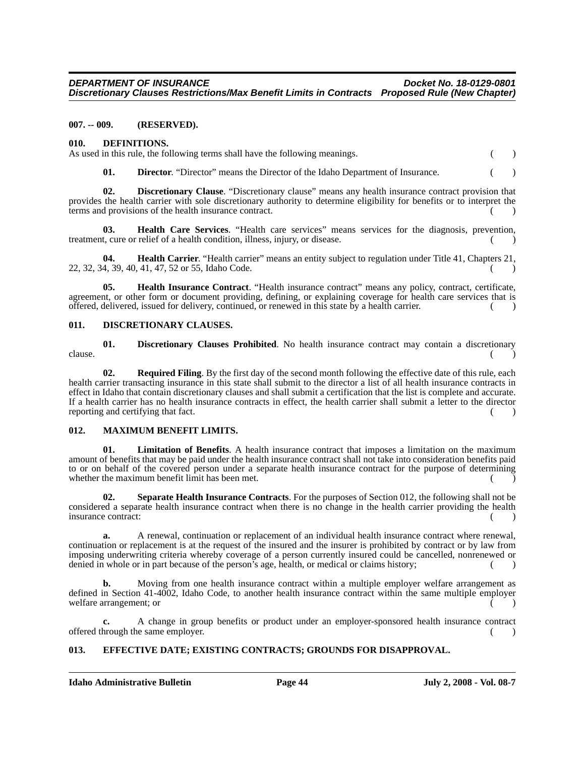**007. -- 009. (RESERVED).**

**010. DEFINITIONS.**

As used in this rule, the following terms shall have the following meanings. ( )

**01. Director**. "Director" means the Director of the Idaho Department of Insurance. ( )

**02. Discretionary Clause**. "Discretionary clause" means any health insurance contract provision that provides the health carrier with sole discretionary authority to determine eligibility for benefits or to interpret the terms and provisions of the health insurance contract. ( )

**03. Health Care Services**. "Health care services" means services for the diagnosis, prevention, treatment, cure or relief of a health condition, illness, injury, or disease. ( )

**04. Health Carrier**. "Health carrier" means an entity subject to regulation under Title 41, Chapters 21, 22, 32, 34, 39, 40, 41, 47, 52 or 55, Idaho Code. ( )

**05. Health Insurance Contract**. "Health insurance contract" means any policy, contract, certificate, agreement, or other form or document providing, defining, or explaining coverage for health care services that is offered, delivered, issued for delivery, continued, or renewed in this state by a health carrier. ( )

**011. DISCRETIONARY CLAUSES.**

**01. Discretionary Clauses Prohibited**. No health insurance contract may contain a discretionary clause. ( )

**02. Required Filing**. By the first day of the second month following the effective date of this rule, each health carrier transacting insurance in this state shall submit to the director a list of all health insurance contracts in effect in Idaho that contain discretionary clauses and shall submit a certification that the list is complete and accurate. If a health carrier has no health insurance contracts in effect, the health carrier shall submit a letter to the director reporting and certifying that fact. ( )

**012. MAXIMUM BENEFIT LIMITS.**

**01. Limitation of Benefits**. A health insurance contract that imposes a limitation on the maximum amount of benefits that may be paid under the health insurance contract shall not take into consideration benefits paid to or on behalf of the covered person under a separate health insurance contract for the purpose of determining whether the maximum benefit limit has been met. ( )

**02. Separate Health Insurance Contracts**. For the purposes of Section 012, the following shall not be considered a separate health insurance contract when there is no change in the health carrier providing the health insurance contract: ( )

**a.** A renewal, continuation or replacement of an individual health insurance contract where renewal, continuation or replacement is at the request of the insured and the insurer is prohibited by contract or by law from imposing underwriting criteria whereby coverage of a person currently insured could be cancelled, nonrenewed or denied in whole or in part because of the person's age, health, or medical or claims history; ( )

**b.** Moving from one health insurance contract within a multiple employer welfare arrangement as defined in Section 41-4002, Idaho Code, to another health insurance contract within the same multiple employer welfare arrangement; or ( )

**c.** A change in group benefits or product under an employer-sponsored health insurance contract offered through the same employer. ( )

**013. EFFECTIVE DATE; EXISTING CONTRACTS; GROUNDS FOR DISAPPROVAL.**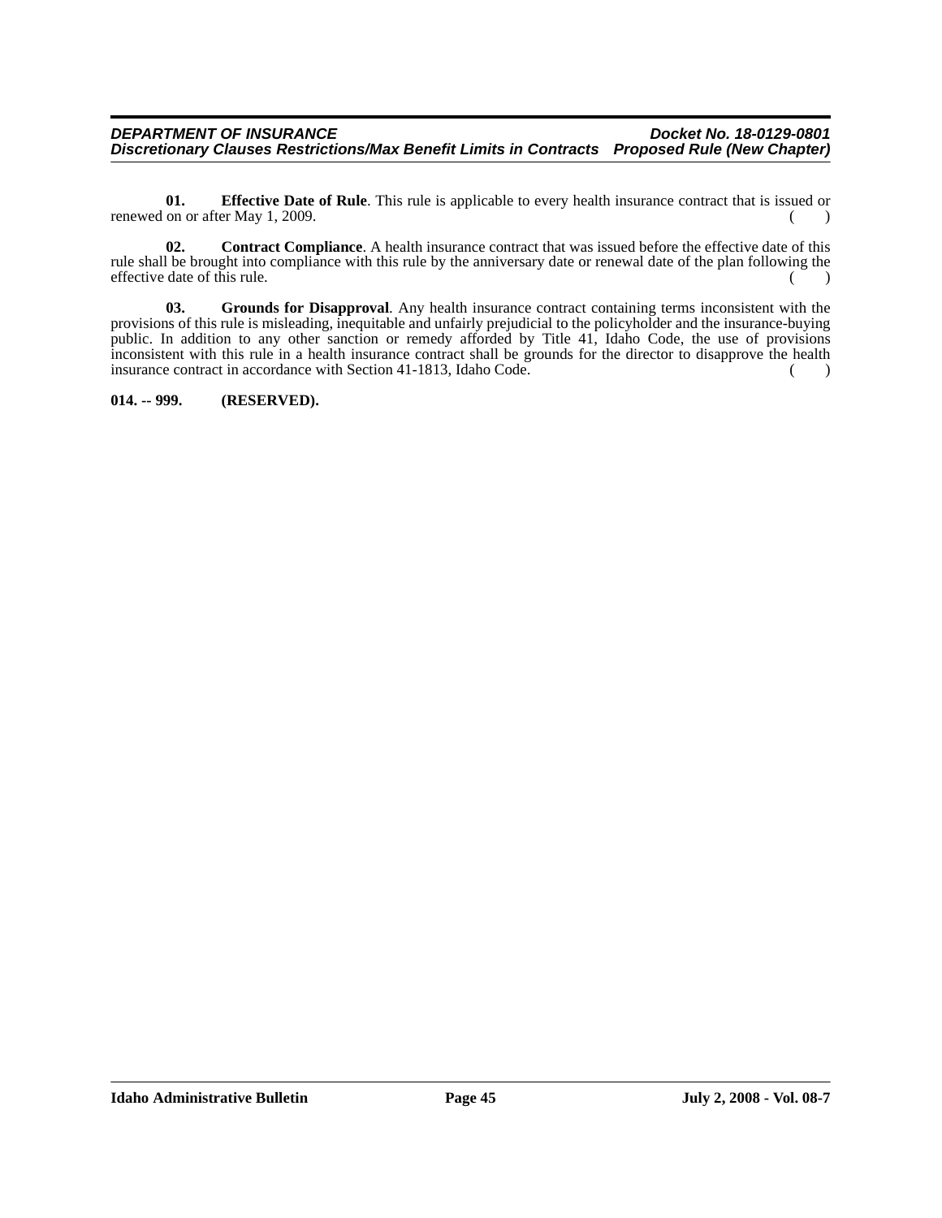**01. Effective Date of Rule**. This rule is applicable to every health insurance contract that is issued or renewed on or after May 1, 2009. ( )

**02. Contract Compliance**. A health insurance contract that was issued before the effective date of this rule shall be brought into compliance with this rule by the anniversary date or renewal date of the plan following the effective date of this rule. ( )

**03. Grounds for Disapproval**. Any health insurance contract containing terms inconsistent with the provisions of this rule is misleading, inequitable and unfairly prejudicial to the policyholder and the insurance-buying public. In addition to any other sanction or remedy afforded by Title 41, Idaho Code, the use of provisions inconsistent with this rule in a health insurance contract shall be grounds for the director to disapprove the health insurance contract in accordance with Section 41-1813, Idaho Code. ( )

**014. -- 999. (RESERVED).**